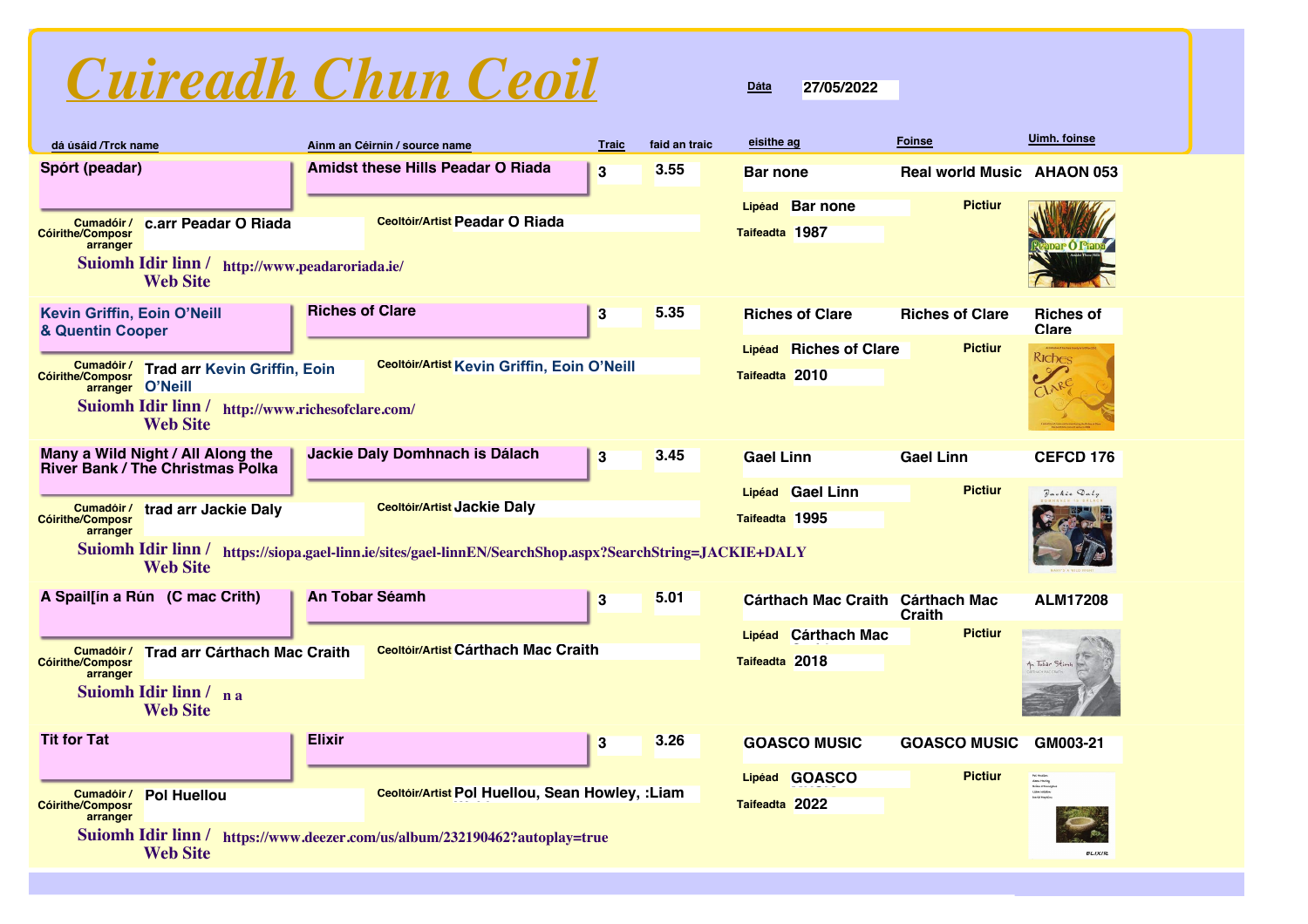# Cuireadh Chun Ceoil

**Dáta** 27/05/2022

| dá úsáid /Trck name | Ainm an Céirnín / source name | Traic | faid an traic | eisithe ag | Foinse | Uimh. foinse |
|---|---|---|---|---|---|---|
| Spórt (peadar) | Amidst these Hills Peadar O Riada | 3 | 3.55 | Bar none | Real world Music | AHAON 053 |
| Kevin Griffin, Eoin O'Neill & Quentin Cooper | Riches of Clare | 3 | 5.35 | Riches of Clare | Riches of Clare | Riches of Clare |
| Many a Wild Night / All Along the River Bank / The Christmas Polka | Jackie Daly Domhnach is Dálach | 3 | 3.45 | Gael Linn | Gael Linn | CEFCD 176 |
| A Spail[ín a Rún (C mac Crith) | An Tobar Séamh | 3 | 5.01 | Cárthach Mac Craith | Cárthach Mac Craith | ALM17208 |
| Tit for Tat | Elixir | 3 | 3.26 | GOASCO MUSIC | GOASCO MUSIC | GM003-21 |

**Spórt (peadar)**
- Cumadóir / Cóirithe/Composr arranger: c.arr Peadar O Riada
- Ceoltóir/Artist: Peadar O Riada
- Lipéad: Bar none
- Taifeadta: 1987
- Pictiur
- Suiomh Idir linn / Web Site: http://www.peadaroriada.ie/

**Kevin Griffin, Eoin O'Neill & Quentin Cooper**
- Cumadóir / Cóirithe/Composr arranger: Trad arr Kevin Griffin, Eoin O'Neill
- Ceoltóir/Artist: Kevin Griffin, Eoin O'Neill
- Lipéad: Riches of Clare
- Taifeadta: 2010
- Pictiur
- Suiomh Idir linn / Web Site: http://www.richesofclare.com/

**Many a Wild Night / All Along the River Bank / The Christmas Polka**
- Cumadóir / Cóirithe/Composr arranger: trad arr Jackie Daly
- Ceoltóir/Artist: Jackie Daly
- Lipéad: Gael Linn
- Taifeadta: 1995
- Pictiur
- Suiomh Idir linn / Web Site: https://siopa.gael-linn.ie/sites/gael-linnEN/SearchShop.aspx?SearchString=JACKIE+DALY

**A Spail[ín a Rún (C mac Crith)**
- Cumadóir / Cóirithe/Composr arranger: Trad arr Cárthach Mac Craith
- Ceoltóir/Artist: Cárthach Mac Craith
- Lipéad: Cárthach Mac
- Taifeadta: 2018
- Pictiur
- Suiomh Idir linn / Web Site: n a

**Tit for Tat**
- Cumadóir / Cóirithe/Composr arranger: Pol Huellou
- Ceoltóir/Artist: Pol Huellou, Sean Howley, :Liam
- Lipéad: GOASCO
- Taifeadta: 2022
- Pictiur
- Suiomh Idir linn / Web Site: https://www.deezer.com/us/album/232190462?autoplay=true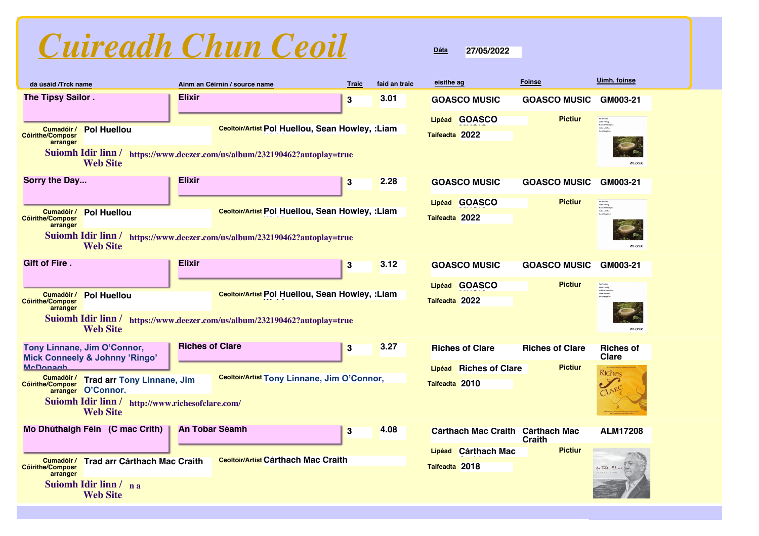# Cuireadh Chun Ceoil

**Dáta** 27/05/2022

| dá úsáid /Trck name | Ainm an Céirnín / source name | Traic | faid an traic | eisithe ag | Foinse | Uimh. foinse |
|---|---|---|---|---|---|---|
| The Tipsy Sailor . | Elixir | 3 | 3.01 | GOASCO MUSIC | GOASCO MUSIC | GM003-21 |
| Sorry the Day... | Elixir | 3 | 2.28 | GOASCO MUSIC | GOASCO MUSIC | GM003-21 |
| Gift of Fire . | Elixir | 3 | 3.12 | GOASCO MUSIC | GOASCO MUSIC | GM003-21 |
| Tony Linnane, Jim O'Connor, Mick Conneely & Johnny 'Ringo' McDonagh | Riches of Clare | 3 | 3.27 | Riches of Clare | Riches of Clare | Riches of Clare |
| Mo Dhúthaigh Féin (C mac Crith) | An Tobar Séamh | 3 | 4.08 | Cárthach Mac Craith | Cárthach Mac Craith | ALM17208 |

**The Tipsy Sailor .**
Cumadóir / Cóirithe/Composr arranger: Pol Huellou
Ceoltóir/Artist: Pol Huellou, Sean Howley, :Liam Walsh
Lipéad: GOASCO MUSIC
Taifeadta: 2022
Pictiur
Suiomh Idir linn / Web Site: https://www.deezer.com/us/album/232190462?autoplay=true

**Sorry the Day...**
Cumadóir / Cóirithe/Composr arranger: Pol Huellou
Ceoltóir/Artist: Pol Huellou, Sean Howley, :Liam Walsh
Lipéad: GOASCO MUSIC
Taifeadta: 2022
Pictiur
Suiomh Idir linn / Web Site: https://www.deezer.com/us/album/232190462?autoplay=true

**Gift of Fire .**
Cumadóir / Cóirithe/Composr arranger: Pol Huellou
Ceoltóir/Artist: Pol Huellou, Sean Howley, :Liam Walsh
Lipéad: GOASCO MUSIC
Taifeadta: 2022
Pictiur
Suiomh Idir linn / Web Site: https://www.deezer.com/us/album/232190462?autoplay=true

**Tony Linnane, Jim O'Connor, Mick Conneely & Johnny 'Ringo' McDonagh**
Cumadóir / Cóirithe/Composr arranger: Trad arr Tony Linnane, Jim O'Connor,
Ceoltóir/Artist: Tony Linnane, Jim O'Connor,
Lipéad: Riches of Clare
Taifeadta: 2010
Pictiur
Suiomh Idir linn / Web Site: http://www.richesofclare.com/

**Mo Dhúthaigh Féin (C mac Crith)**
Cumadóir / Cóirithe/Composr arranger: Trad arr Cárthach Mac Craith
Ceoltóir/Artist: Cárthach Mac Craith
Lipéad: Cárthach Mac Craith
Taifeadta: 2018
Pictiur
Suiomh Idir linn / Web Site: n a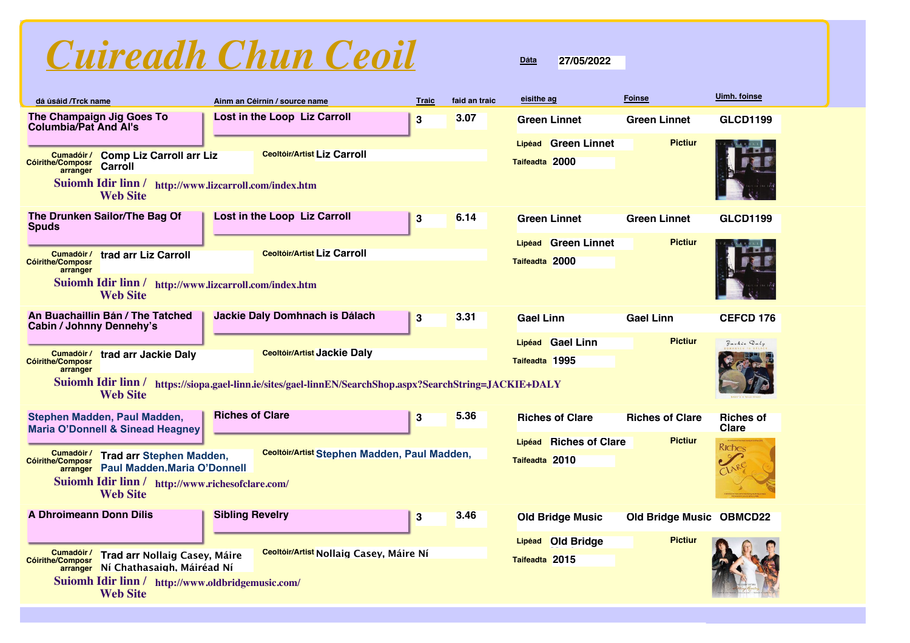# *Cuireadh Chun Ceoil*

**Dáta** 27/05/2022

| dá úsáid /Trck name | Ainm an Céirnín / source name | Traic | faid an traic | eisithe ag | Foinse | Uimh. foinse |
|---|---|---|---|---|---|---|
| The Champaign Jig Goes To Columbia/Pat And Al's | Lost in the Loop Liz Carroll | 3 | 3.07 | Green Linnet | Green Linnet | GLCD1199 |
| The Drunken Sailor/The Bag Of Spuds | Lost in the Loop Liz Carroll | 3 | 6.14 | Green Linnet | Green Linnet | GLCD1199 |
| An Buachaillín Bán / The Tatched Cabin / Johnny Dennehy's | Jackie Daly Domhnach is Dálach | 3 | 3.31 | Gael Linn | Gael Linn | CEFCD 176 |
| Stephen Madden, Paul Madden, Maria O'Donnell & Sinead Heagney | Riches of Clare | 3 | 5.36 | Riches of Clare | Riches of Clare | Riches of Clare |
| A Dhroimeann Donn Dílis | Sibling Revelry | 3 | 3.46 | Old Bridge Music | Old Bridge Music | OBMCD22 |

**The Champaign Jig Goes To Columbia/Pat And Al's**
- Cumadóir / Cóirithe/Composr arranger: Comp Liz Carroll arr Liz Carroll
- Ceoltóir/Artist: Liz Carroll
- Lipéad: Green Linnet
- Taifeadta: 2000
- Pictiur
- Suiomh Idir linn / Web Site: http://www.lizcarroll.com/index.htm

**The Drunken Sailor/The Bag Of Spuds**
- Cumadóir / Cóirithe/Composr arranger: trad arr Liz Carroll
- Ceoltóir/Artist: Liz Carroll
- Lipéad: Green Linnet
- Taifeadta: 2000
- Pictiur
- Suiomh Idir linn / Web Site: http://www.lizcarroll.com/index.htm

**An Buachaillín Bán / The Tatched Cabin / Johnny Dennehy's**
- Cumadóir / Cóirithe/Composr arranger: trad arr Jackie Daly
- Ceoltóir/Artist: Jackie Daly
- Lipéad: Gael Linn
- Taifeadta: 1995
- Pictiur
- Suiomh Idir linn / Web Site: https://siopa.gael-linn.ie/sites/gael-linnEN/SearchShop.aspx?SearchString=JACKIE+DALY

**Stephen Madden, Paul Madden, Maria O'Donnell & Sinead Heagney**
- Cumadóir / Cóirithe/Composr arranger: Trad arr Stephen Madden, Paul Madden,Maria O'Donnell
- Ceoltóir/Artist: Stephen Madden, Paul Madden,
- Lipéad: Riches of Clare
- Taifeadta: 2010
- Pictiur
- Suiomh Idir linn / Web Site: http://www.richesofclare.com/

**A Dhroimeann Donn Dílis**
- Cumadóir / Cóirithe/Composr arranger: Trad arr Nollaig Casey, Máire Ní Chathasaigh, Máiréad Ní
- Ceoltóir/Artist: Nollaig Casey, Máire Ní
- Lipéad: Old Bridge
- Taifeadta: 2015
- Pictiur
- Suiomh Idir linn / Web Site: http://www.oldbridgemusic.com/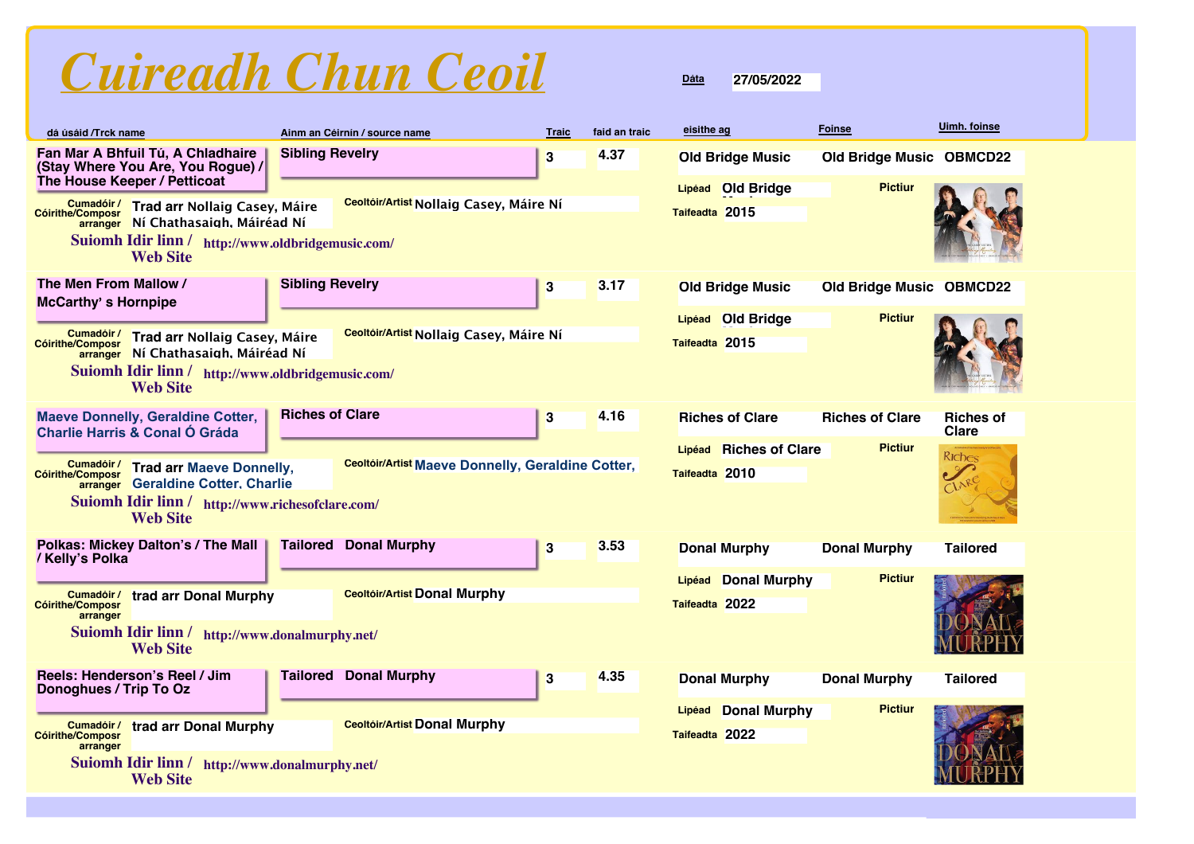# Cuireadh Chun Ceoil

**Dáta** 27/05/2022

| dá úsáid /Trck name | Ainm an Céirnín / source name | Traic | faid an traic | eisithe ag | Foinse | Uimh. foinse |
|---|---|---|---|---|---|---|
| Fan Mar A Bhfuil Tú, A Chladhaire (Stay Where You Are, You Rogue) / The House Keeper / Petticoat | Sibling Revelry | 3 | 4.37 | Old Bridge Music | Old Bridge Music | OBMCD22 |
| The Men From Mallow / McCarthy' s Hornpipe | Sibling Revelry | 3 | 3.17 | Old Bridge Music | Old Bridge Music | OBMCD22 |
| Maeve Donnelly, Geraldine Cotter, Charlie Harris & Conal Ó Gráda | Riches of Clare | 3 | 4.16 | Riches of Clare | Riches of Clare | Riches of Clare |
| Polkas: Mickey Dalton's / The Mall / Kelly's Polka | Tailored Donal Murphy | 3 | 3.53 | Donal Murphy | Donal Murphy | Tailored |
| Reels: Henderson's Reel / Jim Donoghues / Trip To Oz | Tailored Donal Murphy | 3 | 4.35 | Donal Murphy | Donal Murphy | Tailored |

**Fan Mar A Bhfuil Tú, A Chladhaire (Stay Where You Are, You Rogue) / The House Keeper / Petticoat**
- Cumadóir / Cóirithe/Composr arranger: Trad arr Nollaig Casey, Máire Ní Chathasaigh, Máiréad Ní
- Ceoltóir/Artist: Nollaig Casey, Máire Ní
- Lipéad: Old Bridge
- Taifeadta: 2015
- Pictiur
- Suiomh Idir linn / Web Site: http://www.oldbridgemusic.com/

**The Men From Mallow / McCarthy' s Hornpipe**
- Cumadóir / Cóirithe/Composr arranger: Trad arr Nollaig Casey, Máire Ní Chathasaigh, Máiréad Ní
- Ceoltóir/Artist: Nollaig Casey, Máire Ní
- Lipéad: Old Bridge
- Taifeadta: 2015
- Pictiur
- Suiomh Idir linn / Web Site: http://www.oldbridgemusic.com/

**Maeve Donnelly, Geraldine Cotter, Charlie Harris & Conal Ó Gráda**
- Cumadóir / Cóirithe/Composr arranger: Trad arr Maeve Donnelly, Geraldine Cotter, Charlie
- Ceoltóir/Artist: Maeve Donnelly, Geraldine Cotter,
- Lipéad: Riches of Clare
- Taifeadta: 2010
- Pictiur
- Suiomh Idir linn / Web Site: http://www.richesofclare.com/

**Polkas: Mickey Dalton's / The Mall / Kelly's Polka**
- Cumadóir / Cóirithe/Composr arranger: trad arr Donal Murphy
- Ceoltóir/Artist: Donal Murphy
- Lipéad: Donal Murphy
- Taifeadta: 2022
- Pictiur
- Suiomh Idir linn / Web Site: http://www.donalmurphy.net/

**Reels: Henderson's Reel / Jim Donoghues / Trip To Oz**
- Cumadóir / Cóirithe/Composr arranger: trad arr Donal Murphy
- Ceoltóir/Artist: Donal Murphy
- Lipéad: Donal Murphy
- Taifeadta: 2022
- Pictiur
- Suiomh Idir linn / Web Site: http://www.donalmurphy.net/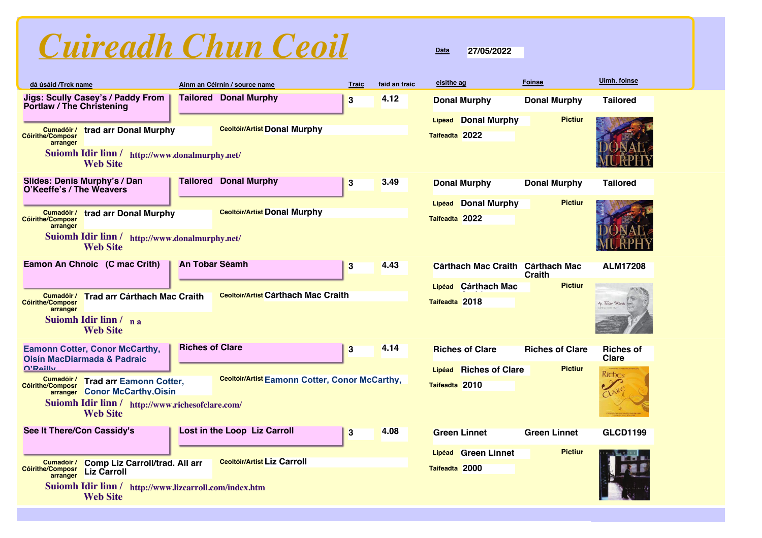# Cuireadh Chun Ceoil

**Dáta** 27/05/2022

| dá úsáid /Trck name | Ainm an Céirnín / source name | Traic | faid an traic | eisithe ag | Foinse | Uimh. foinse |
|---|---|---|---|---|---|---|
| Jigs: Scully Casey's / Paddy From Portlaw / The Christening | Tailored Donal Murphy | 3 | 4.12 | Donal Murphy | Donal Murphy | Tailored |
| Slides: Denis Murphy's / Dan O'Keeffe's / The Weavers | Tailored Donal Murphy | 3 | 3.49 | Donal Murphy | Donal Murphy | Tailored |
| Eamon An Chnoic (C mac Crith) | An Tobar Séamh | 3 | 4.43 | Cárthach Mac Craith | Cárthach Mac Craith | ALM17208 |
| Eamonn Cotter, Conor McCarthy, Oisín MacDiarmada & Padraic O'Reilly | Riches of Clare | 3 | 4.14 | Riches of Clare | Riches of Clare | Riches of Clare |
| See It There/Con Cassidy's | Lost in the Loop Liz Carroll | 3 | 4.08 | Green Linnet | Green Linnet | GLCD1199 |

**Jigs: Scully Casey's / Paddy From Portlaw / The Christening**
- Cumadóir / Cóirithe/Composr arranger: trad arr Donal Murphy
- Ceoltóir/Artist: Donal Murphy
- Lipéad: Donal Murphy
- Taifeadta: 2022
- Suiomh Idir linn / Web Site: http://www.donalmurphy.net/
- Pictiur

**Slides: Denis Murphy's / Dan O'Keeffe's / The Weavers**
- Cumadóir / Cóirithe/Composr arranger: trad arr Donal Murphy
- Ceoltóir/Artist: Donal Murphy
- Lipéad: Donal Murphy
- Taifeadta: 2022
- Suiomh Idir linn / Web Site: http://www.donalmurphy.net/
- Pictiur

**Eamon An Chnoic (C mac Crith)**
- Cumadóir / Cóirithe/Composr arranger: Trad arr Cárthach Mac Craith
- Ceoltóir/Artist: Cárthach Mac Craith
- Lipéad: Cárthach Mac
- Taifeadta: 2018
- Suiomh Idir linn / Web Site: n a
- Pictiur

**Eamonn Cotter, Conor McCarthy, Oisín MacDiarmada & Padraic O'Reilly**
- Cumadóir / Cóirithe/Composr arranger: Trad arr Eamonn Cotter, Conor McCarthy,Oisín
- Ceoltóir/Artist: Eamonn Cotter, Conor McCarthy,
- Lipéad: Riches of Clare
- Taifeadta: 2010
- Suiomh Idir linn / Web Site: http://www.richesofclare.com/
- Pictiur

**See It There/Con Cassidy's**
- Cumadóir / Cóirithe/Composr arranger: Comp Liz Carroll/trad. All arr Liz Carroll
- Ceoltóir/Artist: Liz Carroll
- Lipéad: Green Linnet
- Taifeadta: 2000
- Suiomh Idir linn / Web Site: http://www.lizcarroll.com/index.htm
- Pictiur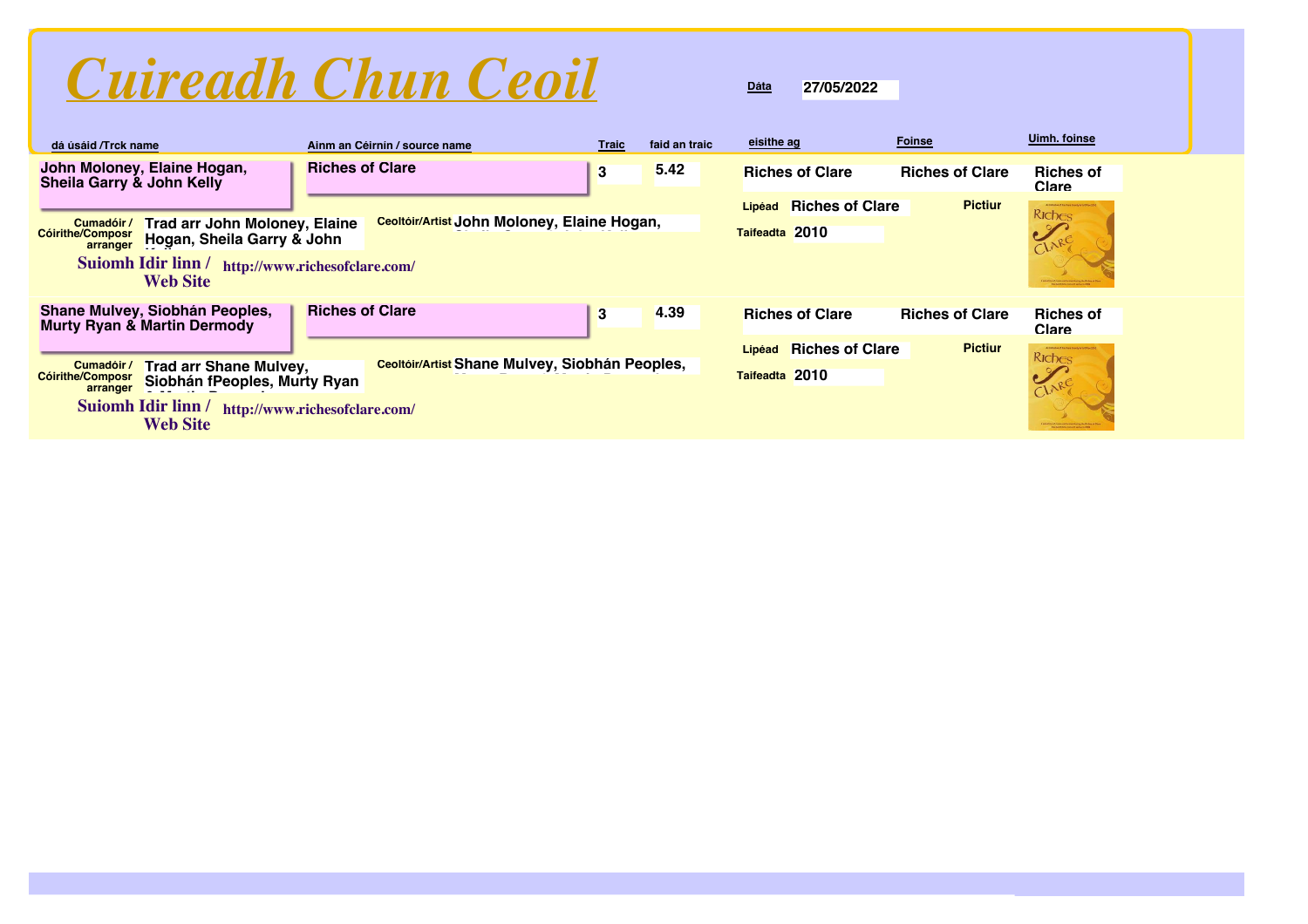# Cuireadh Chun Ceoil

**Dáta** 27/05/2022

| dá úsáid /Trck name | Ainm an Céirnín / source name | Traic | faid an traic | eisithe ag | Foinse | Uimh. foinse |
|---|---|---|---|---|---|---|
| John Moloney, Elaine Hogan, Sheila Garry & John Kelly | Riches of Clare | 3 | 5.42 | Riches of Clare | Riches of Clare | Riches of Clare |
| Shane Mulvey, Siobhán Peoples, Murty Ryan & Martin Dermody | Riches of Clare | 3 | 4.39 | Riches of Clare | Riches of Clare | Riches of Clare |

**Track 1**

Cumadóir / Cóirithe/Composr arranger: Trad arr John Moloney, Elaine Hogan, Sheila Garry & John Kelly

Ceoltóir/Artist: John Moloney, Elaine Hogan, Sheila Garry & John Kelly

Lipéad: Riches of Clare

Taifeadta: 2010

Pictiur

Suiomh Idir linn / Web Site: http://www.richesofclare.com/

**Track 2**

Cumadóir / Cóirithe/Composr arranger: Trad arr Shane Mulvey, Siobhán fPeoples, Murty Ryan & Martin Dermody

Ceoltóir/Artist: Shane Mulvey, Siobhán Peoples, Murty Ryan & Martin Dermody

Lipéad: Riches of Clare

Taifeadta: 2010

Pictiur

Suiomh Idir linn / Web Site: http://www.richesofclare.com/